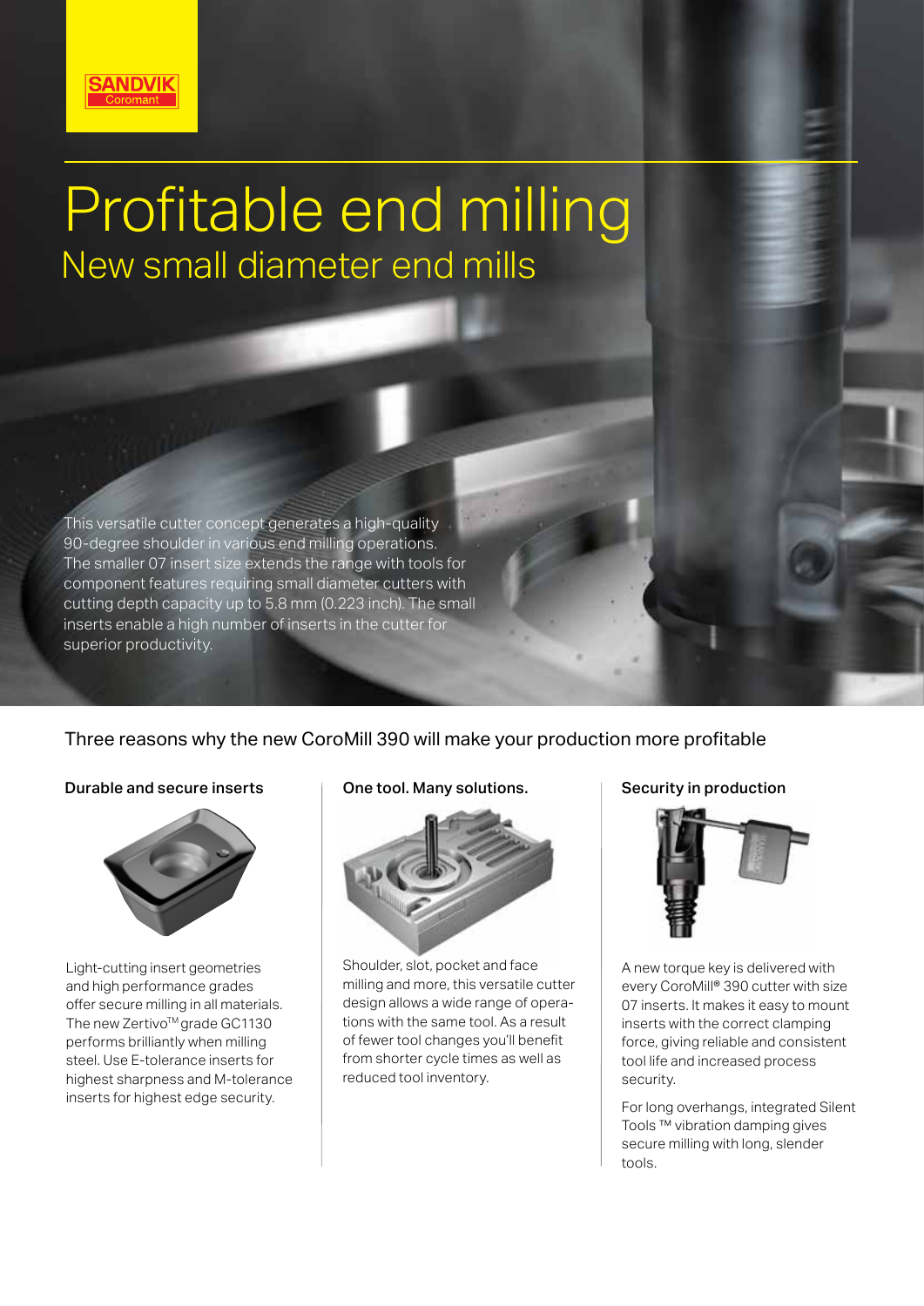SANDVIK Coromant

# Profitable end milling

## New small diameter end mills

This versatile cutter concept generates a high-quality 90-degree shoulder in various end milling operations. The smaller 07 insert size extends the range with tools for component features requiring small diameter cutters with cutting depth capacity up to 5.8 mm (0.223 inch). The small inserts enable a high number of inserts in the cutter for superior productivity.

## Three reasons why the new CoroMill 390 will make your production more profitable

### Durable and secure inserts

Light-cutting insert geometries and high performance grades offer secure milling in all materials. The new Zertivo™ grade GC1130 performs brilliantly when milling steel. Use E-tolerance inserts for highest sharpness and M-tolerance inserts for highest edge security.

### One tool. Many solutions.

Shoulder, slot, pocket and face milling and more, this versatile cutter design allows a wide range of operations with the same tool. As a result of fewer tool changes you'll benefit from shorter cycle times as well as reduced tool inventory.

### Security in production

A new torque key is delivered with every CoroMill® 390 cutter with size 07 inserts. It makes it easy to mount inserts with the correct clamping force, giving reliable and consistent tool life and increased process security.

For long overhangs, integrated Silent Tools ™ vibration damping gives secure milling with long, slender tools.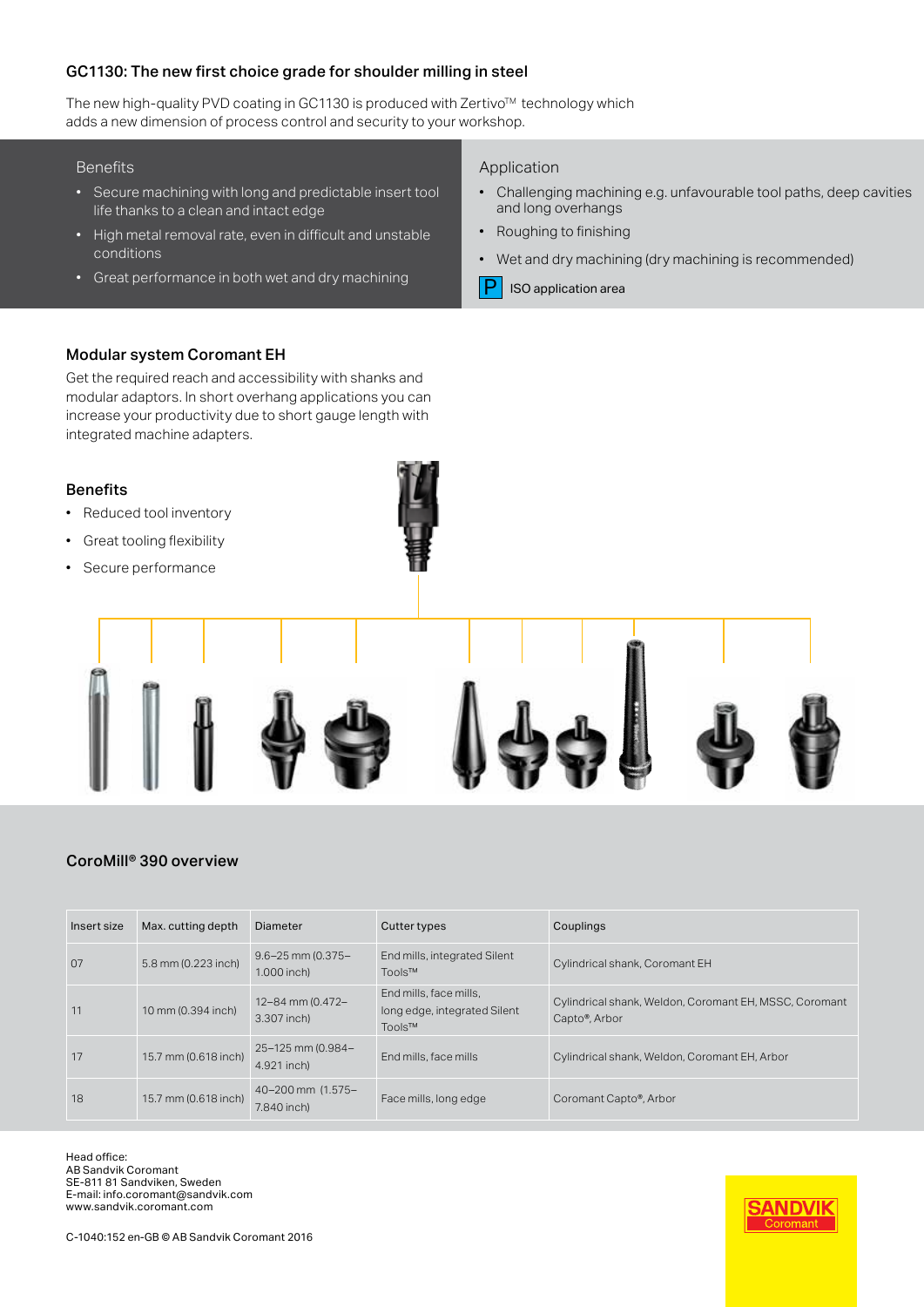## GC1130: The new first choice grade for shoulder milling in steel

The new high-quality PVD coating in GC1130 is produced with Zertivo™ technology which adds a new dimension of process control and security to your workshop.

### Benefits

- Secure machining with long and predictable insert tool life thanks to a clean and intact edge
- High metal removal rate, even in difficult and unstable conditions
- Great performance in both wet and dry machining

### Application

- Challenging machining e.g. unfavourable tool paths, deep cavities and long overhangs
- Roughing to finishing
- Wet and dry machining (dry machining is recommended)

P ISO application area

## Modular system Coromant EH

Get the required reach and accessibility with shanks and modular adaptors. In short overhang applications you can increase your productivity due to short gauge length with integrated machine adapters.

### Benefits

- Reduced tool inventory
- Great tooling flexibility
- Secure performance

## CoroMill® 390 overview

| Insert size | Max. cutting depth | Diameter | Cutter types | Couplings |
|---|---|---|---|---|
| 07 | 5.8 mm (0.223 inch) | 9.6–25 mm (0.375–1.000 inch) | End mills, integrated Silent Tools™ | Cylindrical shank, Coromant EH |
| 11 | 10 mm (0.394 inch) | 12–84 mm (0.472–3.307 inch) | End mills, face mills, long edge, integrated Silent Tools™ | Cylindrical shank, Weldon, Coromant EH, MSSC, Coromant Capto®, Arbor |
| 17 | 15.7 mm (0.618 inch) | 25–125 mm (0.984–4.921 inch) | End mills, face mills | Cylindrical shank, Weldon, Coromant EH, Arbor |
| 18 | 15.7 mm (0.618 inch) | 40–200 mm (1.575–7.840 inch) | Face mills, long edge | Coromant Capto®, Arbor |

Head office:
AB Sandvik Coromant
SE-811 81 Sandviken, Sweden
E-mail: info.coromant@sandvik.com
www.sandvik.coromant.com

C-1040:152 en-GB © AB Sandvik Coromant 2016

SANDVIK Coromant